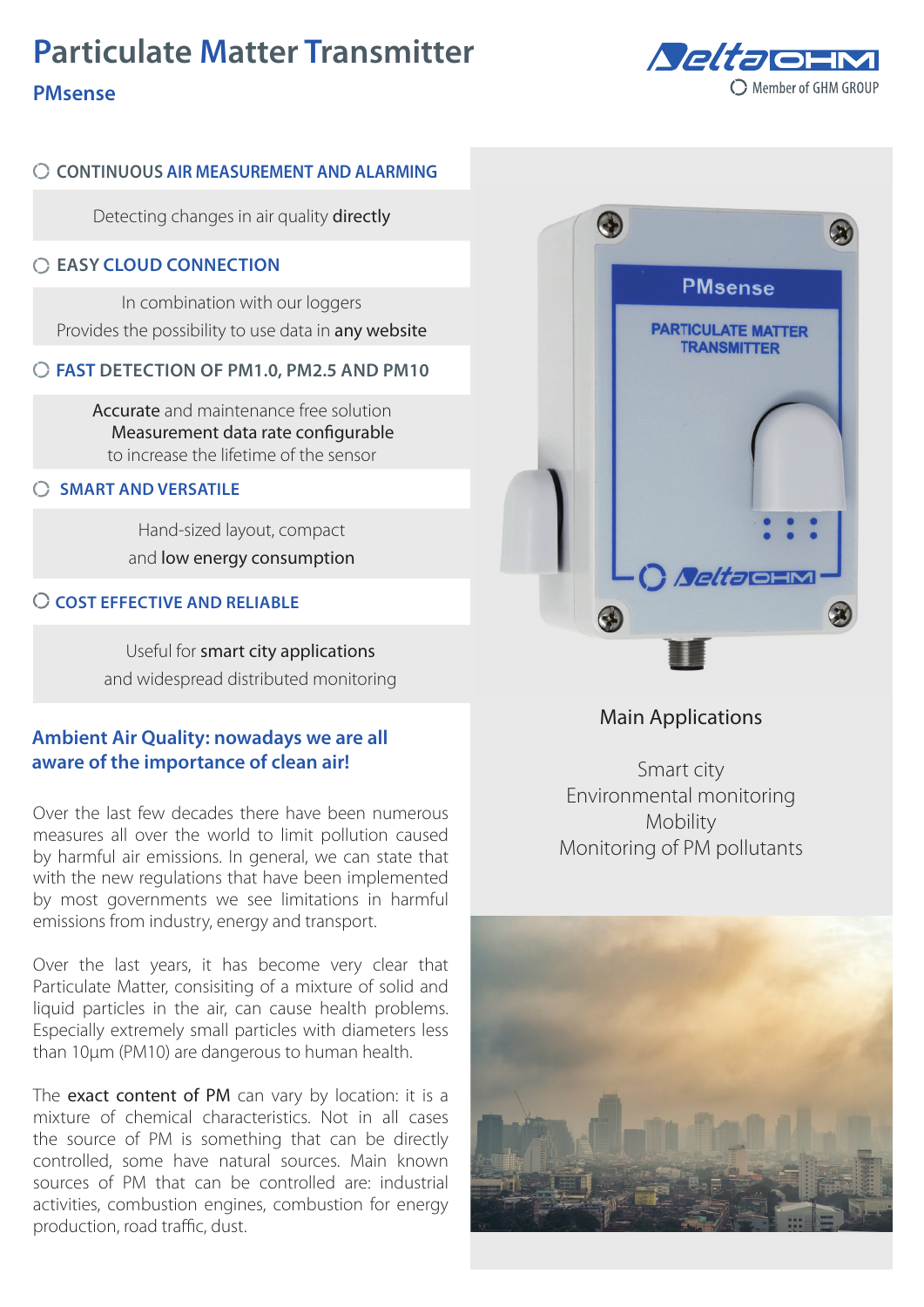# Particulate Matter Transmitter

## PMsense

Delta OHM — Member of GHM GROUP

### CONTINUOUS AIR MEASUREMENT AND ALARMING

Detecting changes in air quality **directly**

### EASY CLOUD CONNECTION

In combination with our loggers
Provides the possibility to use data in **any website**

### FAST DETECTION OF PM1.0, PM2.5 AND PM10

**Accurate** and maintenance free solution
**Measurement data rate configurable**
to increase the lifetime of the sensor

### SMART AND VERSATILE

Hand-sized layout, compact
and **low energy consumption**

### COST EFFECTIVE AND RELIABLE

Useful for **smart city applications**
and widespread distributed monitoring

## Ambient Air Quality: nowadays we are all aware of the importance of clean air!

Over the last few decades there have been numerous measures all over the world to limit pollution caused by harmful air emissions. In general, we can state that with the new regulations that have been implemented by most governments we see limitations in harmful emissions from industry, energy and transport.

Over the last years, it has become very clear that Particulate Matter, consisiting of a mixture of solid and liquid particles in the air, can cause health problems. Especially extremely small particles with diameters less than 10µm (PM10) are dangerous to human health.

The **exact content of PM** can vary by location: it is a mixture of chemical characteristics. Not in all cases the source of PM is something that can be directly controlled, some have natural sources. Main known sources of PM that can be controlled are: industrial activities, combustion engines, combustion for energy production, road traffic, dust.

### Main Applications

Smart city
Environmental monitoring
Mobility
Monitoring of PM pollutants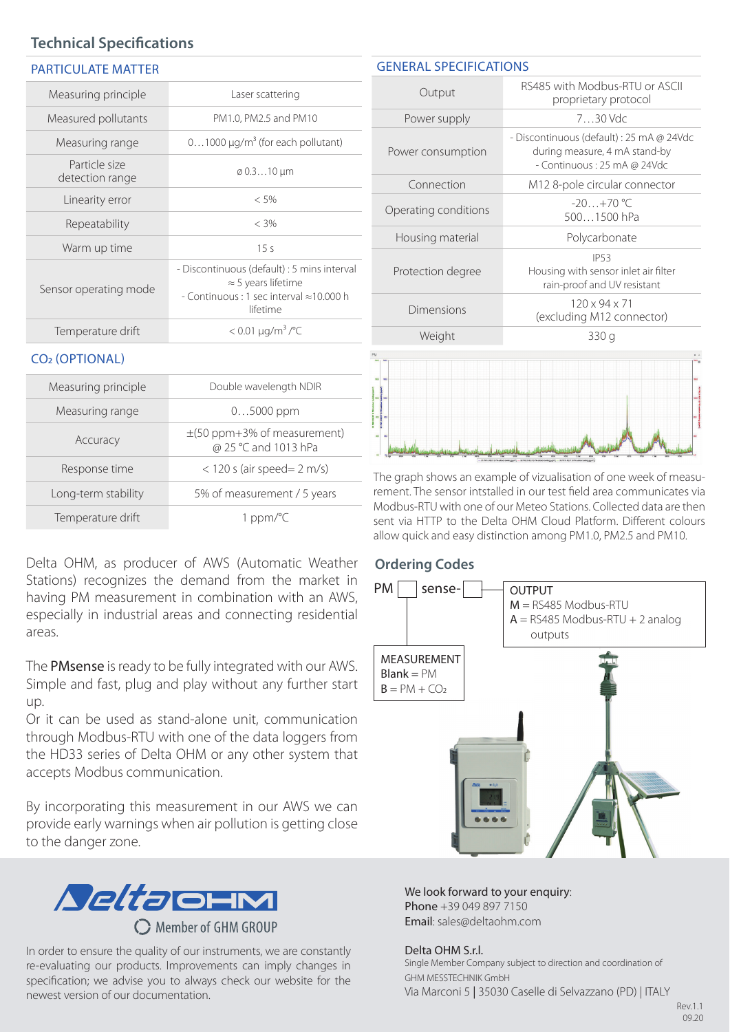## Technical Specifications

### PARTICULATE MATTER

| | |
|---|---|
| Measuring principle | Laser scattering |
| Measured pollutants | PM1.0, PM2.5 and PM10 |
| Measuring range | 0…1000 μg/m³ (for each pollutant) |
| Particle size detection range | ø 0.3…10 μm |
| Linearity error | < 5% |
| Repeatability | < 3% |
| Warm up time | 15 s |
| Sensor operating mode | - Discontinuous (default) : 5 mins interval ≈ 5 years lifetime<br>- Continuous : 1 sec interval ≈10.000 h lifetime |
| Temperature drift | < 0.01 μg/m³ /°C |

### $CO_2$ (OPTIONAL)

| | |
|---|---|
| Measuring principle | Double wavelength NDIR |
| Measuring range | 0…5000 ppm |
| Accuracy | ±(50 ppm+3% of measurement) @ 25 °C and 1013 hPa |
| Response time | < 120 s (air speed= 2 m/s) |
| Long-term stability | 5% of measurement / 5 years |
| Temperature drift | 1 ppm/°C |

Delta OHM, as producer of AWS (Automatic Weather Stations) recognizes the demand from the market in having PM measurement in combination with an AWS, especially in industrial areas and connecting residential areas.

The **PMsense** is ready to be fully integrated with our AWS. Simple and fast, plug and play without any further start up.
Or it can be used as stand-alone unit, communication through Modbus-RTU with one of the data loggers from the HD33 series of Delta OHM or any other system that accepts Modbus communication.

By incorporating this measurement in our AWS we can provide early warnings when air pollution is getting close to the danger zone.

### GENERAL SPECIFICATIONS

| | |
|---|---|
| Output | RS485 with Modbus-RTU or ASCII proprietary protocol |
| Power supply | 7…30 Vdc |
| Power consumption | - Discontinuous (default) : 25 mA @ 24Vdc during measure, 4 mA stand-by<br>- Continuous : 25 mA @ 24Vdc |
| Connection | M12 8-pole circular connector |
| Operating conditions | -20…+70 °C<br>500…1500 hPa |
| Housing material | Polycarbonate |
| Protection degree | IP53<br>Housing with sensor inlet air filter rain-proof and UV resistant |
| Dimensions | 120 x 94 x 71<br>(excluding M12 connector) |
| Weight | 330 g |

The graph shows an example of vizualisation of one week of measurement. The sensor intstalled in our test field area communicates via Modbus-RTU with one of our Meteo Stations. Collected data are then sent via HTTP to the Delta OHM Cloud Platform. Different colours allow quick and easy distinction among PM1.0, PM2.5 and PM10.

## Ordering Codes

PM [ ] sense- [ ]

OUTPUT
**M** = RS485 Modbus-RTU
**A** = RS485 Modbus-RTU + 2 analog outputs

MEASUREMENT
**Blank** = PM
**B** = PM + $CO_2$

Member of GHM GROUP

In order to ensure the quality of our instruments, we are constantly re-evaluating our products. Improvements can imply changes in specification; we advise you to always check our website for the newest version of our documentation.

We look forward to your enquiry:
Phone +39 049 897 7150
Email: sales@deltaohm.com

Delta OHM S.r.l.
Single Member Company subject to direction and coordination of GHM MESSTECHNIK GmbH
Via Marconi 5 | 35030 Caselle di Selvazzano (PD) | ITALY

Rev.1.1
09.20